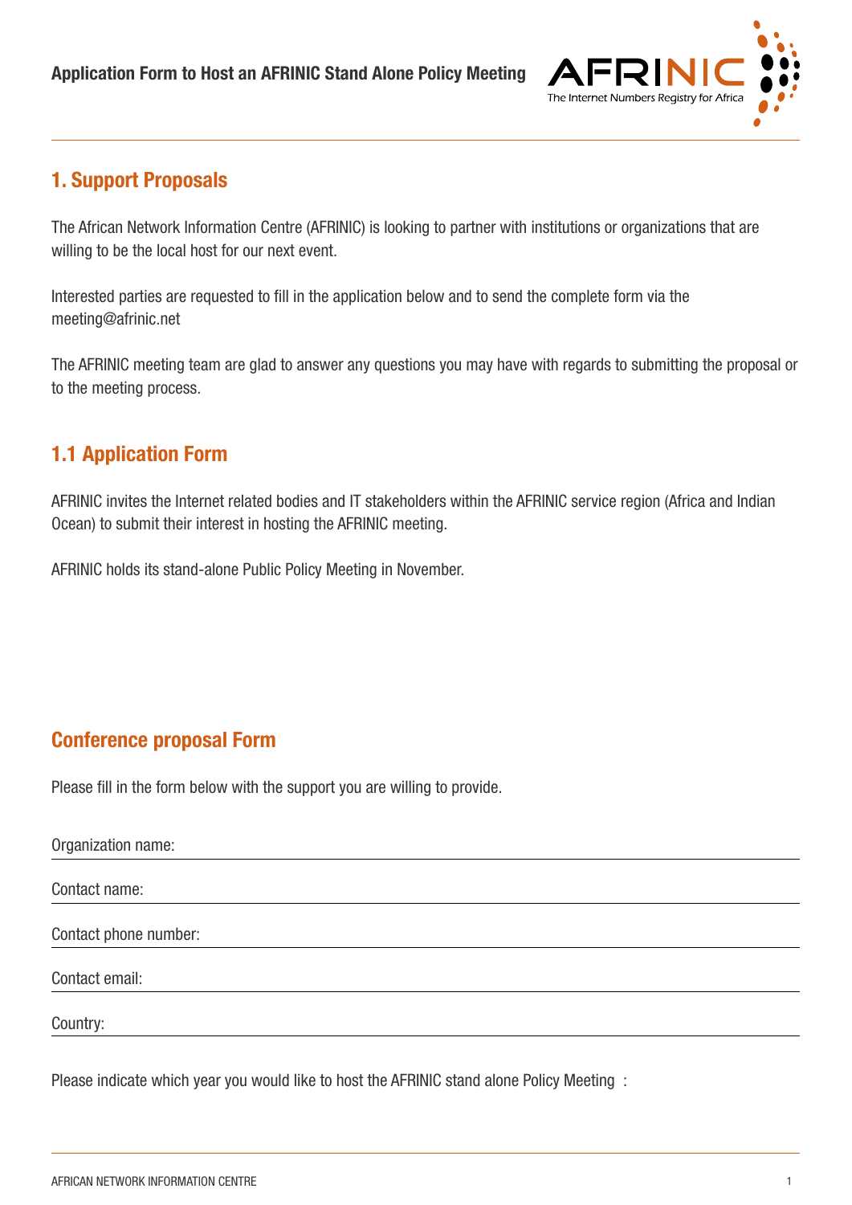# Application Form to Host an AFRINIC Stand Alone Policy Meeting

## 1. Support Proposals

The African Network Information Centre (AFRINIC) is looking to partner with institutions or organizations that are willing to be the local host for our next event.

Interested parties are requested to fill in the application below and to send the complete form via the meeting@afrinic.net

The AFRINIC meeting team are glad to answer any questions you may have with regards to submitting the proposal or to the meeting process.

## 1.1 Application Form

AFRINIC invites the Internet related bodies and IT stakeholders within the AFRINIC service region (Africa and Indian Ocean) to submit their interest in hosting the AFRINIC meeting.

AFRINIC holds its stand-alone Public Policy Meeting in November.

## Conference proposal Form

Please fill in the form below with the support you are willing to provide.

Organization name:

Contact name:

Contact phone number:

Contact email:

Country:

Please indicate which year you would like to host the AFRINIC stand alone Policy Meeting :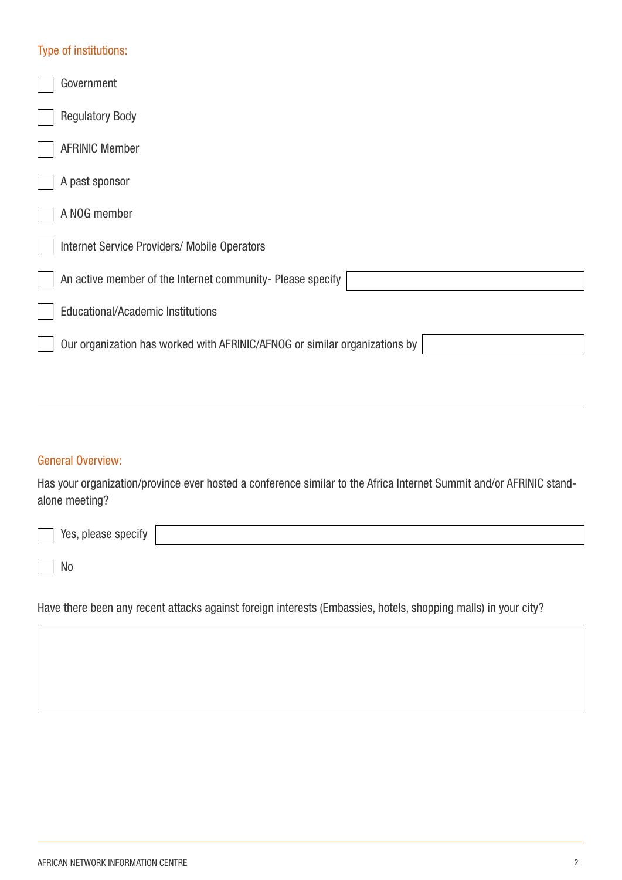## Type of institutions:

- [ ] Government
- [ ] Regulatory Body
- [ ] AFRINIC Member
- [ ] A past sponsor
- [ ] A NOG member
- [ ] Internet Service Providers/ Mobile Operators
- [ ] An active member of the Internet community- Please specify ____________
- [ ] Educational/Academic Institutions
- [ ] Our organization has worked with AFRINIC/AFNOG or similar organizations by ____________

---

## General Overview:

Has your organization/province ever hosted a conference similar to the Africa Internet Summit and/or AFRINIC stand-alone meeting?

- [ ] Yes, please specify ____________
- [ ] No

Have there been any recent attacks against foreign interests (Embassies, hotels, shopping malls) in your city?

____________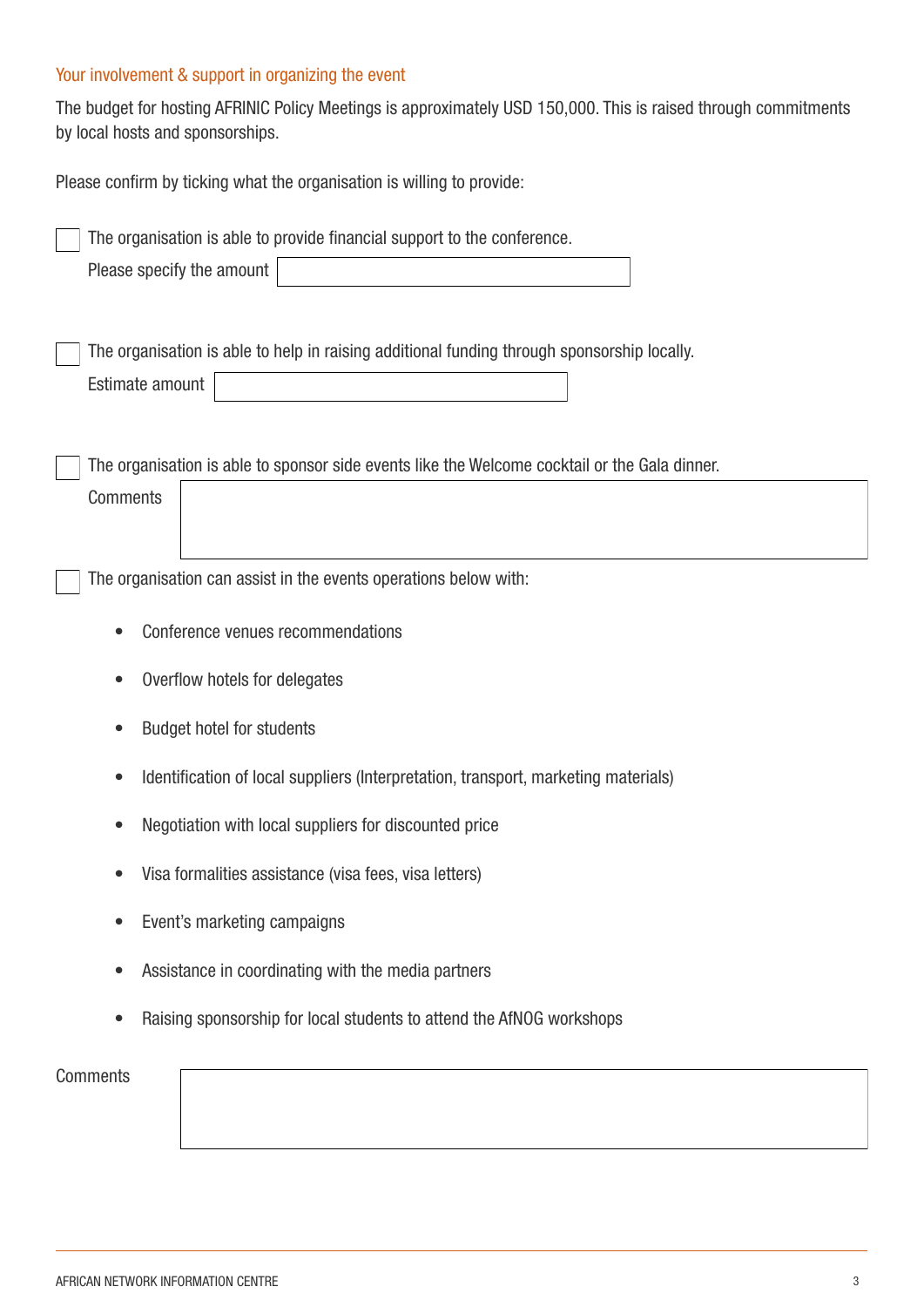## Your involvement & support in organizing the event

The budget for hosting AFRINIC Policy Meetings is approximately USD 150,000. This is raised through commitments by local hosts and sponsorships.

Please confirm by ticking what the organisation is willing to provide:

- [ ] The organisation is able to provide financial support to the conference.

  Please specify the amount

- [ ] The organisation is able to help in raising additional funding through sponsorship locally.

  Estimate amount

- [ ] The organisation is able to sponsor side events like the Welcome cocktail or the Gala dinner.

  Comments

- [ ] The organisation can assist in the events operations below with:

  - Conference venues recommendations
  - Overflow hotels for delegates
  - Budget hotel for students
  - Identification of local suppliers (Interpretation, transport, marketing materials)
  - Negotiation with local suppliers for discounted price
  - Visa formalities assistance (visa fees, visa letters)
  - Event's marketing campaigns
  - Assistance in coordinating with the media partners
  - Raising sponsorship for local students to attend the AfNOG workshops

Comments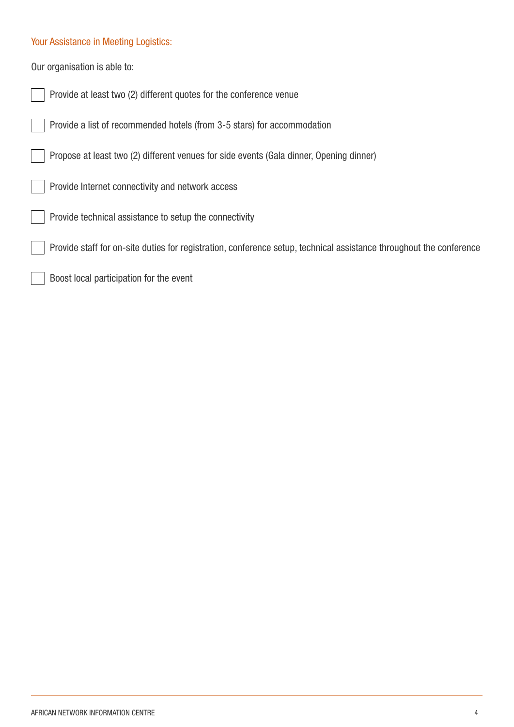### Your Assistance in Meeting Logistics:

Our organisation is able to:

- [ ] Provide at least two (2) different quotes for the conference venue
- [ ] Provide a list of recommended hotels (from 3-5 stars) for accommodation
- [ ] Propose at least two (2) different venues for side events (Gala dinner, Opening dinner)
- [ ] Provide Internet connectivity and network access
- [ ] Provide technical assistance to setup the connectivity
- [ ] Provide staff for on-site duties for registration, conference setup, technical assistance throughout the conference
- [ ] Boost local participation for the event